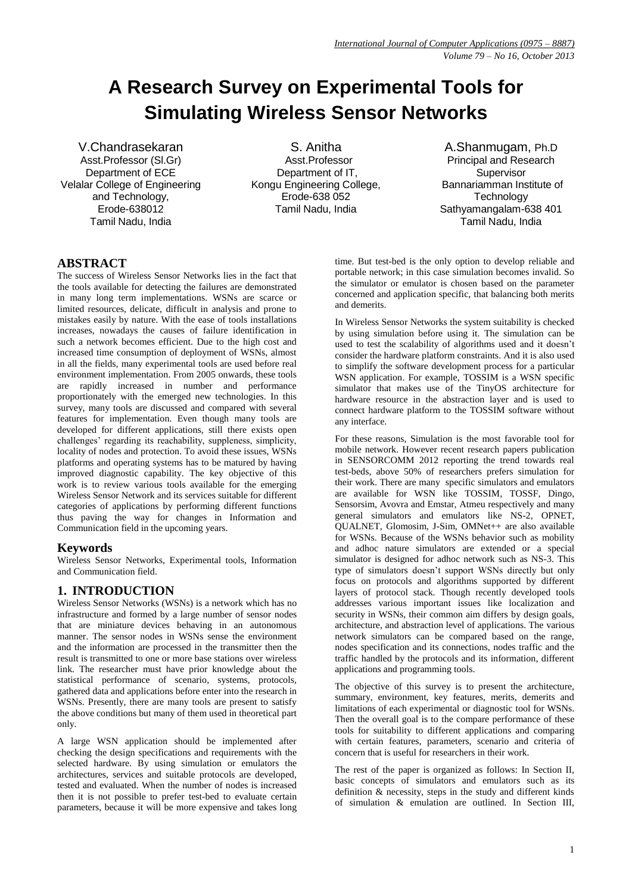# A Research Survey on Experimental Tools for Simulating Wireless Sensor Networks

V.Chandrasekaran
Asst.Professor (Sl.Gr)
Department of ECE
Velalar College of Engineering and Technology,
Erode-638012
Tamil Nadu, India

S. Anitha
Asst.Professor
Department of IT,
Kongu Engineering College,
Erode-638 052
Tamil Nadu, India

A.Shanmugam, Ph.D
Principal and Research Supervisor
Bannariamman Institute of Technology
Sathyamangalam-638 401
Tamil Nadu, India

## ABSTRACT

The success of Wireless Sensor Networks lies in the fact that the tools available for detecting the failures are demonstrated in many long term implementations. WSNs are scarce or limited resources, delicate, difficult in analysis and prone to mistakes easily by nature. With the ease of tools installations increases, nowadays the causes of failure identification in such a network becomes efficient. Due to the high cost and increased time consumption of deployment of WSNs, almost in all the fields, many experimental tools are used before real environment implementation. From 2005 onwards, these tools are rapidly increased in number and performance proportionately with the emerged new technologies. In this survey, many tools are discussed and compared with several features for implementation. Even though many tools are developed for different applications, still there exists open challenges' regarding its reachability, suppleness, simplicity, locality of nodes and protection. To avoid these issues, WSNs platforms and operating systems has to be matured by having improved diagnostic capability. The key objective of this work is to review various tools available for the emerging Wireless Sensor Network and its services suitable for different categories of applications by performing different functions thus paving the way for changes in Information and Communication field in the upcoming years.

## Keywords

Wireless Sensor Networks, Experimental tools, Information and Communication field.

## 1. INTRODUCTION

Wireless Sensor Networks (WSNs) is a network which has no infrastructure and formed by a large number of sensor nodes that are miniature devices behaving in an autonomous manner. The sensor nodes in WSNs sense the environment and the information are processed in the transmitter then the result is transmitted to one or more base stations over wireless link. The researcher must have prior knowledge about the statistical performance of scenario, systems, protocols, gathered data and applications before enter into the research in WSNs. Presently, there are many tools are present to satisfy the above conditions but many of them used in theoretical part only.

A large WSN application should be implemented after checking the design specifications and requirements with the selected hardware. By using simulation or emulators the architectures, services and suitable protocols are developed, tested and evaluated. When the number of nodes is increased then it is not possible to prefer test-bed to evaluate certain parameters, because it will be more expensive and takes long time. But test-bed is the only option to develop reliable and portable network; in this case simulation becomes invalid. So the simulator or emulator is chosen based on the parameter concerned and application specific, that balancing both merits and demerits.

In Wireless Sensor Networks the system suitability is checked by using simulation before using it. The simulation can be used to test the scalability of algorithms used and it doesn't consider the hardware platform constraints. And it is also used to simplify the software development process for a particular WSN application. For example, TOSSIM is a WSN specific simulator that makes use of the TinyOS architecture for hardware resource in the abstraction layer and is used to connect hardware platform to the TOSSIM software without any interface.

For these reasons, Simulation is the most favorable tool for mobile network. However recent research papers publication in SENSORCOMM 2012 reporting the trend towards real test-beds, above 50% of researchers prefers simulation for their work. There are many specific simulators and emulators are available for WSN like TOSSIM, TOSSF, Dingo, Sensorsim, Avovra and Emstar, Atmeu respectively and many general simulators and emulators like NS-2, OPNET, QUALNET, Glomosim, J-Sim, OMNet++ are also available for WSNs. Because of the WSNs behavior such as mobility and adhoc nature simulators are extended or a special simulator is designed for adhoc network such as NS-3. This type of simulators doesn't support WSNs directly but only focus on protocols and algorithms supported by different layers of protocol stack. Though recently developed tools addresses various important issues like localization and security in WSNs, their common aim differs by design goals, architecture, and abstraction level of applications. The various network simulators can be compared based on the range, nodes specification and its connections, nodes traffic and the traffic handled by the protocols and its information, different applications and programming tools.

The objective of this survey is to present the architecture, summary, environment, key features, merits, demerits and limitations of each experimental or diagnostic tool for WSNs. Then the overall goal is to the compare performance of these tools for suitability to different applications and comparing with certain features, parameters, scenario and criteria of concern that is useful for researchers in their work.

The rest of the paper is organized as follows: In Section II, basic concepts of simulators and emulators such as its definition & necessity, steps in the study and different kinds of simulation & emulation are outlined. In Section III,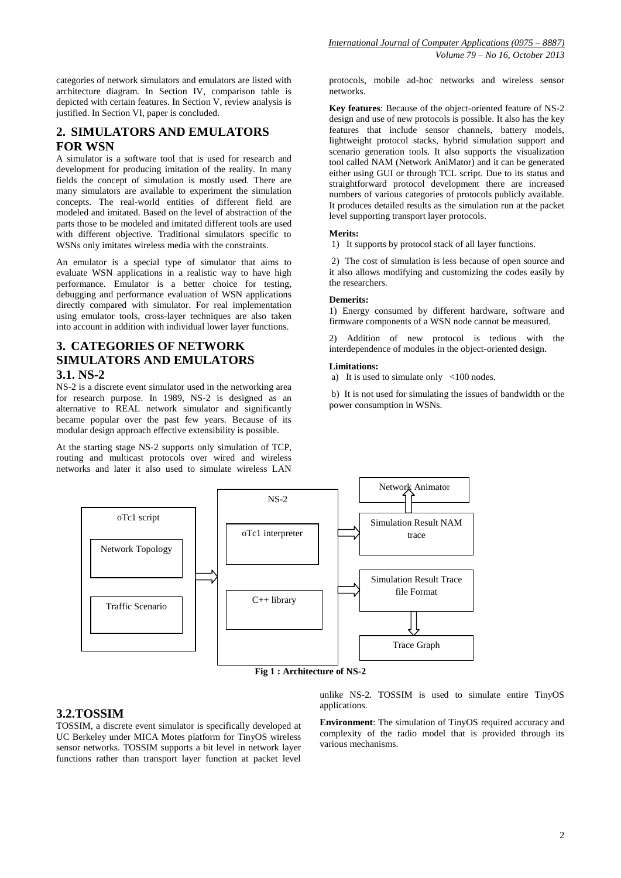categories of network simulators and emulators are listed with architecture diagram. In Section IV, comparison table is depicted with certain features. In Section V, review analysis is justified. In Section VI, paper is concluded.

## 2. SIMULATORS AND EMULATORS FOR WSN

A simulator is a software tool that is used for research and development for producing imitation of the reality. In many fields the concept of simulation is mostly used. There are many simulators are available to experiment the simulation concepts. The real-world entities of different field are modeled and imitated. Based on the level of abstraction of the parts those to be modeled and imitated different tools are used with different objective. Traditional simulators specific to WSNs only imitates wireless media with the constraints.

An emulator is a special type of simulator that aims to evaluate WSN applications in a realistic way to have high performance. Emulator is a better choice for testing, debugging and performance evaluation of WSN applications directly compared with simulator. For real implementation using emulator tools, cross-layer techniques are also taken into account in addition with individual lower layer functions.

## 3. CATEGORIES OF NETWORK SIMULATORS AND EMULATORS

### 3.1. NS-2

NS-2 is a discrete event simulator used in the networking area for research purpose. In 1989, NS-2 is designed as an alternative to REAL network simulator and significantly became popular over the past few years. Because of its modular design approach effective extensibility is possible.

At the starting stage NS-2 supports only simulation of TCP, routing and multicast protocols over wired and wireless networks and later it also used to simulate wireless LAN protocols, mobile ad-hoc networks and wireless sensor networks.

**Key features**: Because of the object-oriented feature of NS-2 design and use of new protocols is possible. It also has the key features that include sensor channels, battery models, lightweight protocol stacks, hybrid simulation support and scenario generation tools. It also supports the visualization tool called NAM (Network AniMator) and it can be generated either using GUI or through TCL script. Due to its status and straightforward protocol development there are increased numbers of various categories of protocols publicly available. It produces detailed results as the simulation run at the packet level supporting transport layer protocols.

**Merits:**

1) It supports by protocol stack of all layer functions.

2) The cost of simulation is less because of open source and it also allows modifying and customizing the codes easily by the researchers.

**Demerits:**

1) Energy consumed by different hardware, software and firmware components of a WSN node cannot be measured.

2) Addition of new protocol is tedious with the interdependence of modules in the object-oriented design.

**Limitations:**

a) It is used to simulate only <100 nodes.

b) It is not used for simulating the issues of bandwidth or the power consumption in WSNs.

oTc1 script | Network Topology | Traffic Scenario | NS-2 | oTc1 interpreter | C++ library | Network Animator | Simulation Result NAM trace | Simulation Result Trace file Format | Trace Graph

**Fig 1 : Architecture of NS-2**

### 3.2.TOSSIM

TOSSIM, a discrete event simulator is specifically developed at UC Berkeley under MICA Motes platform for TinyOS wireless sensor networks. TOSSIM supports a bit level in network layer functions rather than transport layer function at packet level unlike NS-2. TOSSIM is used to simulate entire TinyOS applications.

**Environment**: The simulation of TinyOS required accuracy and complexity of the radio model that is provided through its various mechanisms.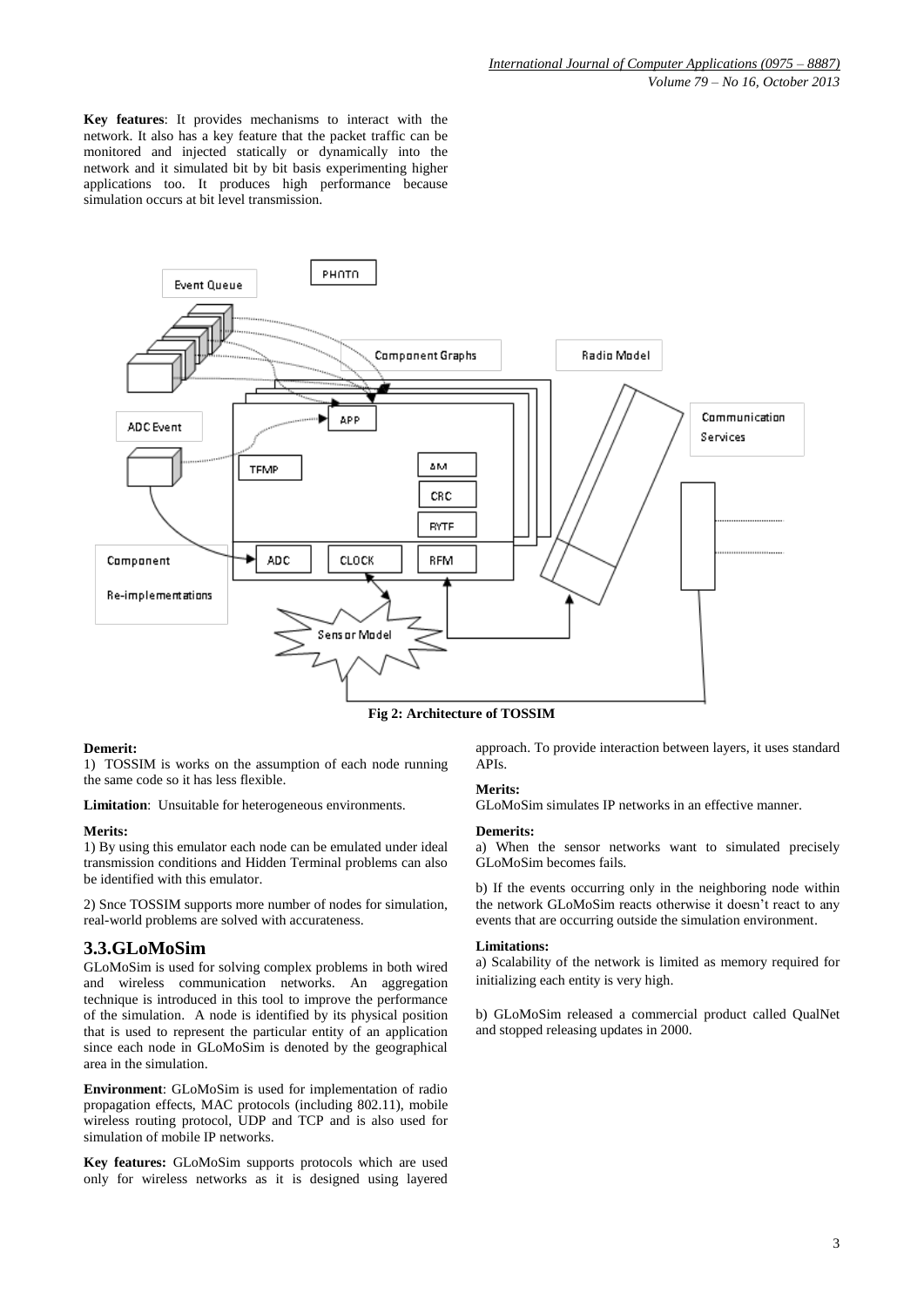**Key features**: It provides mechanisms to interact with the network. It also has a key feature that the packet traffic can be monitored and injected statically or dynamically into the network and it simulated bit by bit basis experimenting higher applications too. It produces high performance because simulation occurs at bit level transmission.

**Fig 2: Architecture of TOSSIM**

**Demerit:**

1) TOSSIM is works on the assumption of each node running the same code so it has less flexible.

**Limitation**: Unsuitable for heterogeneous environments.

**Merits:**

1) By using this emulator each node can be emulated under ideal transmission conditions and Hidden Terminal problems can also be identified with this emulator.

2) Snce TOSSIM supports more number of nodes for simulation, real-world problems are solved with accurateness.

## 3.3.GLoMoSim

GLoMoSim is used for solving complex problems in both wired and wireless communication networks. An aggregation technique is introduced in this tool to improve the performance of the simulation. A node is identified by its physical position that is used to represent the particular entity of an application since each node in GLoMoSim is denoted by the geographical area in the simulation.

**Environment**: GLoMoSim is used for implementation of radio propagation effects, MAC protocols (including 802.11), mobile wireless routing protocol, UDP and TCP and is also used for simulation of mobile IP networks.

**Key features:** GLoMoSim supports protocols which are used only for wireless networks as it is designed using layered approach. To provide interaction between layers, it uses standard APIs.

**Merits:**

GLoMoSim simulates IP networks in an effective manner.

**Demerits:**

a) When the sensor networks want to simulated precisely GLoMoSim becomes fails.

b) If the events occurring only in the neighboring node within the network GLoMoSim reacts otherwise it doesn't react to any events that are occurring outside the simulation environment.

**Limitations:**

a) Scalability of the network is limited as memory required for initializing each entity is very high.

b) GLoMoSim released a commercial product called QualNet and stopped releasing updates in 2000.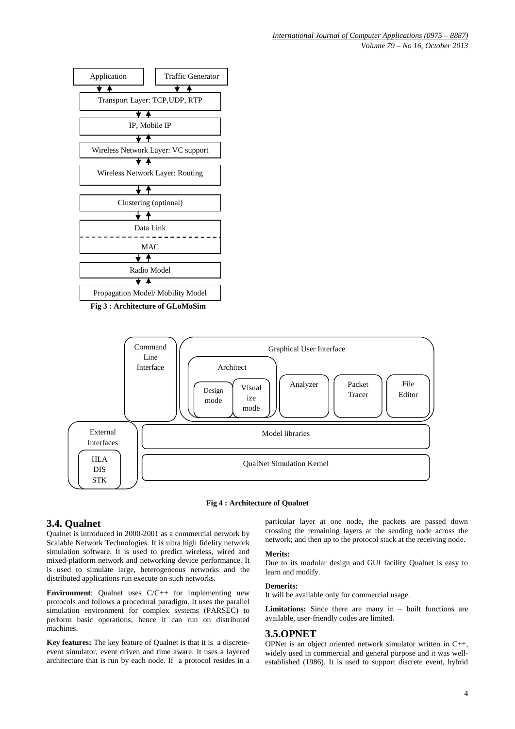Application | Traffic Generator

Transport Layer: TCP,UDP, RTP

IP, Mobile IP

Wireless Network Layer: VC support

Wireless Network Layer: Routing

Clustering (optional)

Data Link

MAC

Radio Model

Propagation Model/ Mobility Model

**Fig 3 : Architecture of GLoMoSim**

Command Line Interface

Graphical User Interface

Architect

Design mode

Visualize mode

Analyzer

Packet Tracer

File Editor

External Interfaces

HLA DIS STK

Model libraries

QualNet Simulation Kernel

**Fig 4 : Architecture of Qualnet**

## 3.4. Qualnet

Qualnet is introduced in 2000-2001 as a commercial network by Scalable Network Technologies. It is ultra high fidelity network simulation software. It is used to predict wireless, wired and mixed-platform network and networking device performance. It is used to simulate large, heterogeneous networks and the distributed applications run execute on such networks.

**Environment**: Qualnet uses C/C++ for implementing new protocols and follows a procedural paradigm. It uses the parallel simulation environment for complex systems (PARSEC) to perform basic operations; hence it can run on distributed machines.

**Key features:** The key feature of Qualnet is that it is a discrete-event simulator, event driven and time aware. It uses a layered architecture that is run by each node. If a protocol resides in a particular layer at one node, the packets are passed down crossing the remaining layers at the sending node across the network; and then up to the protocol stack at the receiving node.

**Merits:**

Due to its modular design and GUI facility Qualnet is easy to learn and modify.

**Demerits:**

It will be available only for commercial usage.

**Limitations:** Since there are many in – built functions are available, user-friendly codes are limited.

## 3.5.OPNET

OPNet is an object oriented network simulator written in C++, widely used in commercial and general purpose and it was well-established (1986). It is used to support discrete event, hybrid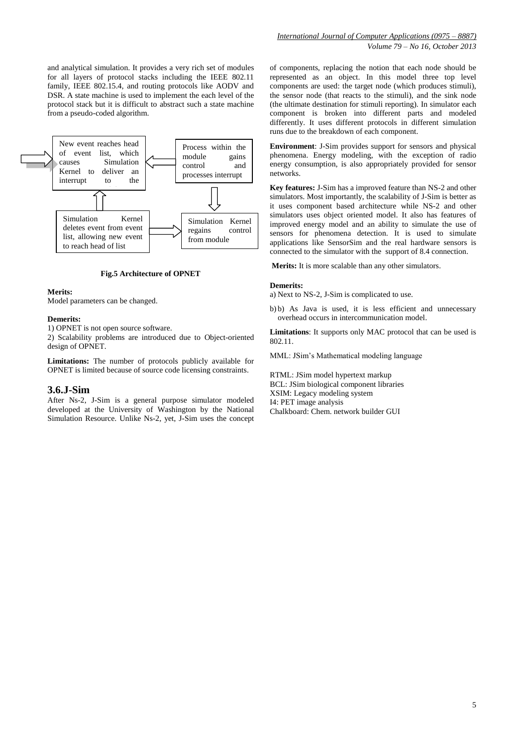and analytical simulation. It provides a very rich set of modules for all layers of protocol stacks including the IEEE 802.11 family, IEEE 802.15.4, and routing protocols like AODV and DSR. A state machine is used to implement the each level of the protocol stack but it is difficult to abstract such a state machine from a pseudo-coded algorithm.

New event reaches head of event list, which causes Simulation Kernel to deliver an interrupt to the

Process within the module gains control and processes interrupt

Simulation Kernel regains control from module

Simulation Kernel deletes event from event list, allowing new event to reach head of list

**Fig.5 Architecture of OPNET**

**Merits:**

Model parameters can be changed.

**Demerits:**

1) OPNET is not open source software.

2) Scalability problems are introduced due to Object-oriented design of OPNET.

**Limitations:** The number of protocols publicly available for OPNET is limited because of source code licensing constraints.

## 3.6.J-Sim

After Ns-2, J-Sim is a general purpose simulator modeled developed at the University of Washington by the National Simulation Resource. Unlike Ns-2, yet, J-Sim uses the concept of components, replacing the notion that each node should be represented as an object. In this model three top level components are used: the target node (which produces stimuli), the sensor node (that reacts to the stimuli), and the sink node (the ultimate destination for stimuli reporting). In simulator each component is broken into different parts and modeled differently. It uses different protocols in different simulation runs due to the breakdown of each component.

**Environment**: J-Sim provides support for sensors and physical phenomena. Energy modeling, with the exception of radio energy consumption, is also appropriately provided for sensor networks.

**Key features:** J-Sim has a improved feature than NS-2 and other simulators. Most importantly, the scalability of J-Sim is better as it uses component based architecture while NS-2 and other simulators uses object oriented model. It also has features of improved energy model and an ability to simulate the use of sensors for phenomena detection. It is used to simulate applications like SensorSim and the real hardware sensors is connected to the simulator with the support of 8.4 connection.

**Merits:** It is more scalable than any other simulators.

**Demerits:**

a) Next to NS-2, J-Sim is complicated to use.

b) b) As Java is used, it is less efficient and unnecessary overhead occurs in intercommunication model.

**Limitations**: It supports only MAC protocol that can be used is 802.11.

MML: JSim's Mathematical modeling language

RTML: JSim model hypertext markup

BCL: JSim biological component libraries

XSIM: Legacy modeling system

I4: PET image analysis

Chalkboard: Chem. network builder GUI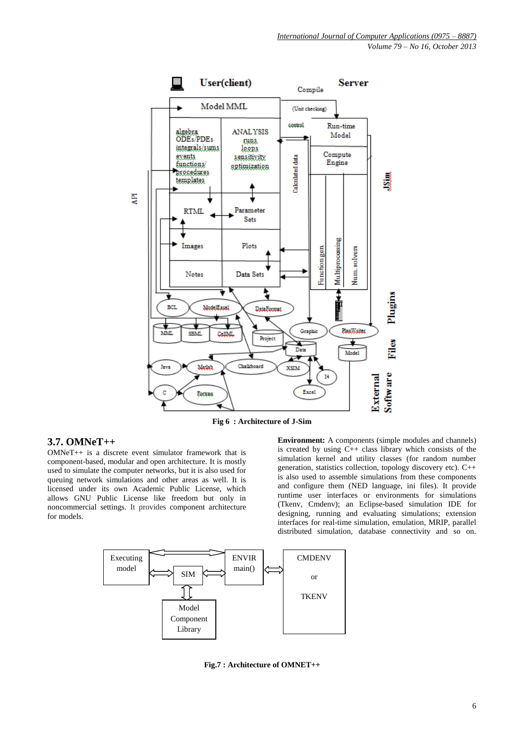Fig 6 : Architecture of J-Sim

### 3.7. OMNeT++

OMNeT++ is a discrete event simulator framework that is component-based, modular and open architecture. It is mostly used to simulate the computer networks, but it is also used for queuing network simulations and other areas as well. It is licensed under its own Academic Public License, which allows GNU Public License like freedom but only in noncommercial settings. It provides component architecture for models.

**Environment:** A components (simple modules and channels) is created by using C++ class library which consists of the simulation kernel and utility classes (for random number generation, statistics collection, topology discovery etc). C++ is also used to assemble simulations from these components and configure them (NED language, ini files). It provide runtime user interfaces or environments for simulations (Tkenv, Cmdenv); an Eclipse-based simulation IDE for designing, running and evaluating simulations; extension interfaces for real-time simulation, emulation, MRIP, parallel distributed simulation, database connectivity and so on.

Fig.7 : Architecture of OMNET++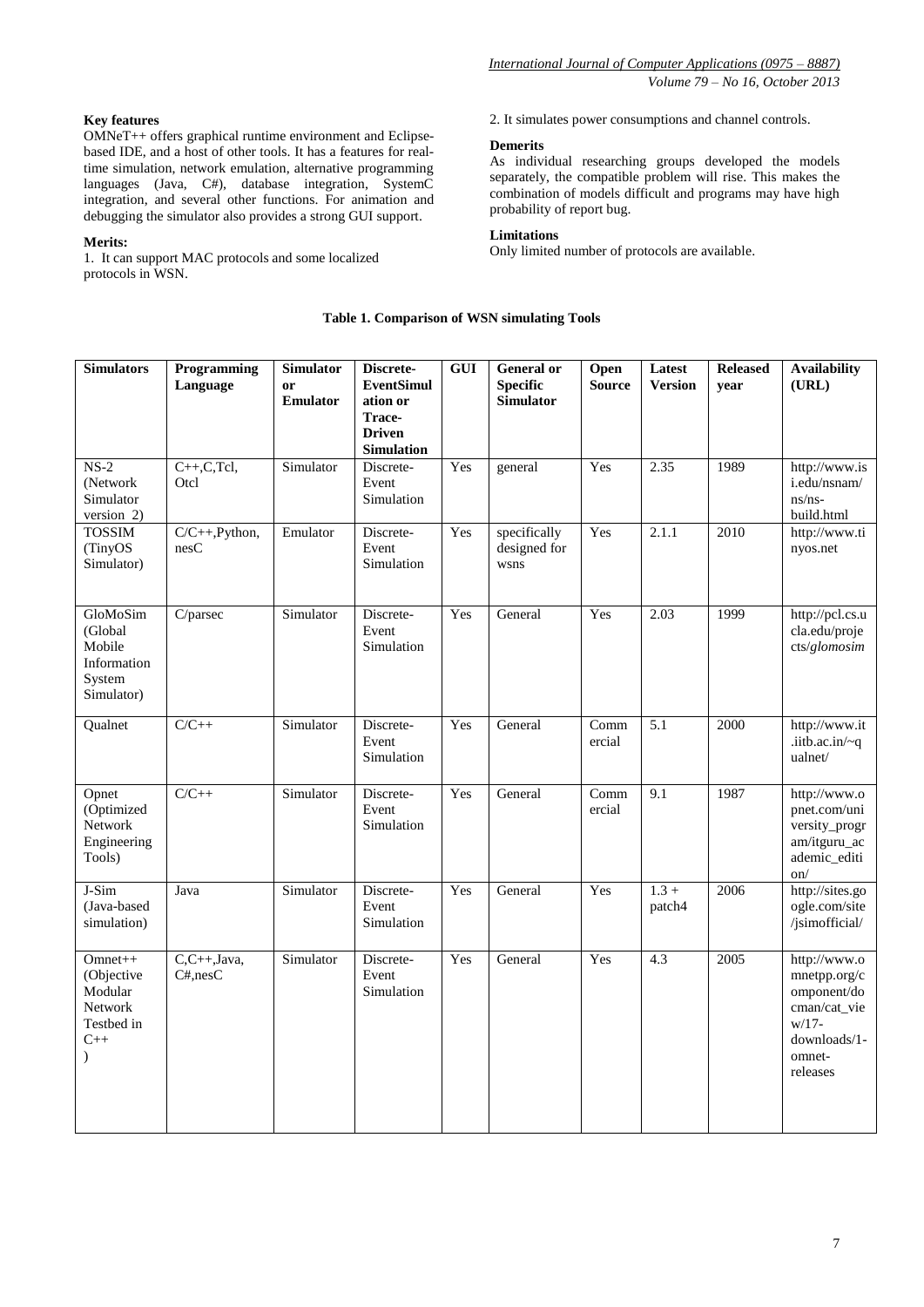**Key features**

OMNeT++ offers graphical runtime environment and Eclipse-based IDE, and a host of other tools. It has a features for real-time simulation, network emulation, alternative programming languages (Java, C#), database integration, SystemC integration, and several other functions. For animation and debugging the simulator also provides a strong GUI support.

**Merits:**

1. It can support MAC protocols and some localized protocols in WSN.
2. It simulates power consumptions and channel controls.

**Demerits**

As individual researching groups developed the models separately, the compatible problem will rise. This makes the combination of models difficult and programs may have high probability of report bug.

**Limitations**

Only limited number of protocols are available.

**Table 1. Comparison of WSN simulating Tools**

| Simulators | Programming Language | Simulator or Emulator | Discrete-EventSimulation or Trace-Driven Simulation | GUI | General or Specific Simulator | Open Source | Latest Version | Released year | Availability (URL) |
|---|---|---|---|---|---|---|---|---|---|
| NS-2 (Network Simulator version 2) | C++,C,Tcl, Otcl | Simulator | Discrete-Event Simulation | Yes | general | Yes | 2.35 | 1989 | http://www.isi.edu/nsnam/ns/ns-build.html |
| TOSSIM (TinyOS Simulator) | C/C++,Python, nesC | Emulator | Discrete-Event Simulation | Yes | specifically designed for wsns | Yes | 2.1.1 | 2010 | http://www.tinyos.net |
| GloMoSim (Global Mobile Information System Simulator) | C/parsec | Simulator | Discrete-Event Simulation | Yes | General | Yes | 2.03 | 1999 | http://pcl.cs.ucla.edu/projects/*glomosim* |
| Qualnet | C/C++ | Simulator | Discrete-Event Simulation | Yes | General | Commercial | 5.1 | 2000 | http://www.it.iitb.ac.in/~qualnet/ |
| Opnet (Optimized Network Engineering Tools) | C/C++ | Simulator | Discrete-Event Simulation | Yes | General | Commercial | 9.1 | 1987 | http://www.opnet.com/university_program/itguru_academic_edition/ |
| J-Sim (Java-based simulation) | Java | Simulator | Discrete-Event Simulation | Yes | General | Yes | 1.3 + patch4 | 2006 | http://sites.google.com/site/jsimofficial/ |
| Omnet++ (Objective Modular Network Testbed in C++ ) | C,C++,Java, C#,nesC | Simulator | Discrete-Event Simulation | Yes | General | Yes | 4.3 | 2005 | http://www.omnetpp.org/component/docman/cat_view/17-downloads/1-omnet-releases |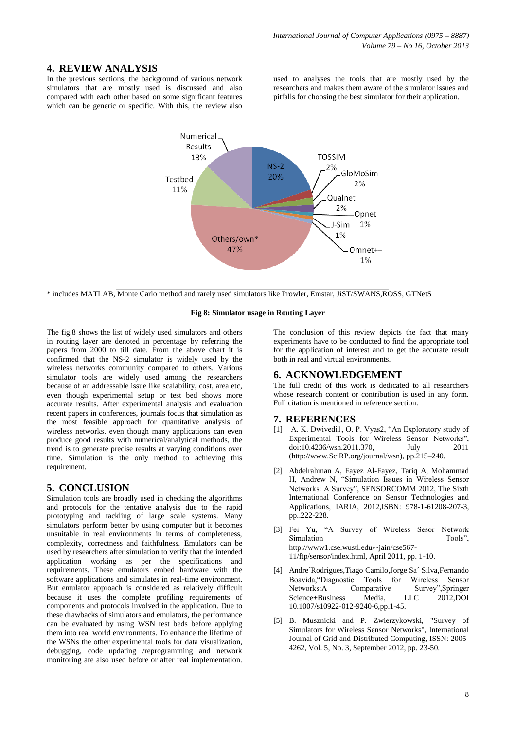## 4. REVIEW ANALYSIS

In the previous sections, the background of various network simulators that are mostly used is discussed and also compared with each other based on some significant features which can be generic or specific. With this, the review also used to analyses the tools that are mostly used by the researchers and makes them aware of the simulator issues and pitfalls for choosing the best simulator for their application.

\* includes MATLAB, Monte Carlo method and rarely used simulators like Prowler, Emstar, JiST/SWANS,ROSS, GTNetS

**Fig 8: Simulator usage in Routing Layer**

The fig.8 shows the list of widely used simulators and others in routing layer are denoted in percentage by referring the papers from 2000 to till date. From the above chart it is confirmed that the NS-2 simulator is widely used by the wireless networks community compared to others. Various simulator tools are widely used among the researchers because of an addressable issue like scalability, cost, area etc, even though experimental setup or test bed shows more accurate results. After experimental analysis and evaluation recent papers in conferences, journals focus that simulation as the most feasible approach for quantitative analysis of wireless networks. even though many applications can even produce good results with numerical/analytical methods, the trend is to generate precise results at varying conditions over time. Simulation is the only method to achieving this requirement.

## 5. CONCLUSION

Simulation tools are broadly used in checking the algorithms and protocols for the tentative analysis due to the rapid prototyping and tackling of large scale systems. Many simulators perform better by using computer but it becomes unsuitable in real environments in terms of completeness, complexity, correctness and faithfulness. Emulators can be used by researchers after simulation to verify that the intended application working as per the specifications and requirements. These emulators embed hardware with the software applications and simulates in real-time environment. But emulator approach is considered as relatively difficult because it uses the complete profiling requirements of components and protocols involved in the application. Due to these drawbacks of simulators and emulators, the performance can be evaluated by using WSN test beds before applying them into real world environments. To enhance the lifetime of the WSNs the other experimental tools for data visualization, debugging, code updating /reprogramming and network monitoring are also used before or after real implementation.

The conclusion of this review depicts the fact that many experiments have to be conducted to find the appropriate tool for the application of interest and to get the accurate result both in real and virtual environments.

## 6. ACKNOWLEDGEMENT

The full credit of this work is dedicated to all researchers whose research content or contribution is used in any form. Full citation is mentioned in reference section.

## 7. REFERENCES

[1] A. K. Dwivedi1, O. P. Vyas2, "An Exploratory study of Experimental Tools for Wireless Sensor Networks", doi:10.4236/wsn.2011.370, July 2011 (http://www.SciRP.org/journal/wsn), pp.215–240.

[2] Abdelrahman A, Fayez Al-Fayez, Tariq A, Mohammad H, Andrew N, "Simulation Issues in Wireless Sensor Networks: A Survey", SENSORCOMM 2012, The Sixth International Conference on Sensor Technologies and Applications, IARIA, 2012,ISBN: 978-1-61208-207-3, pp..222-228.

[3] Fei Yu, "A Survey of Wireless Sesor Network Simulation Tools", http://www1.cse.wustl.edu/~jain/cse567-11/ftp/sensor/index.html, April 2011, pp. 1-10.

[4] Andre´Rodrigues,Tiago Camilo,Jorge Sa´ Silva,Fernando Boavida,"Diagnostic Tools for Wireless Sensor Networks:A Comparative Survey",Springer Science+Business Media, LLC 2012,DOI 10.1007/s10922-012-9240-6,pp.1-45.

[5] B. Musznicki and P. Zwierzykowski, "Survey of Simulators for Wireless Sensor Networks", International Journal of Grid and Distributed Computing, ISSN: 2005-4262, Vol. 5, No. 3, September 2012, pp. 23-50.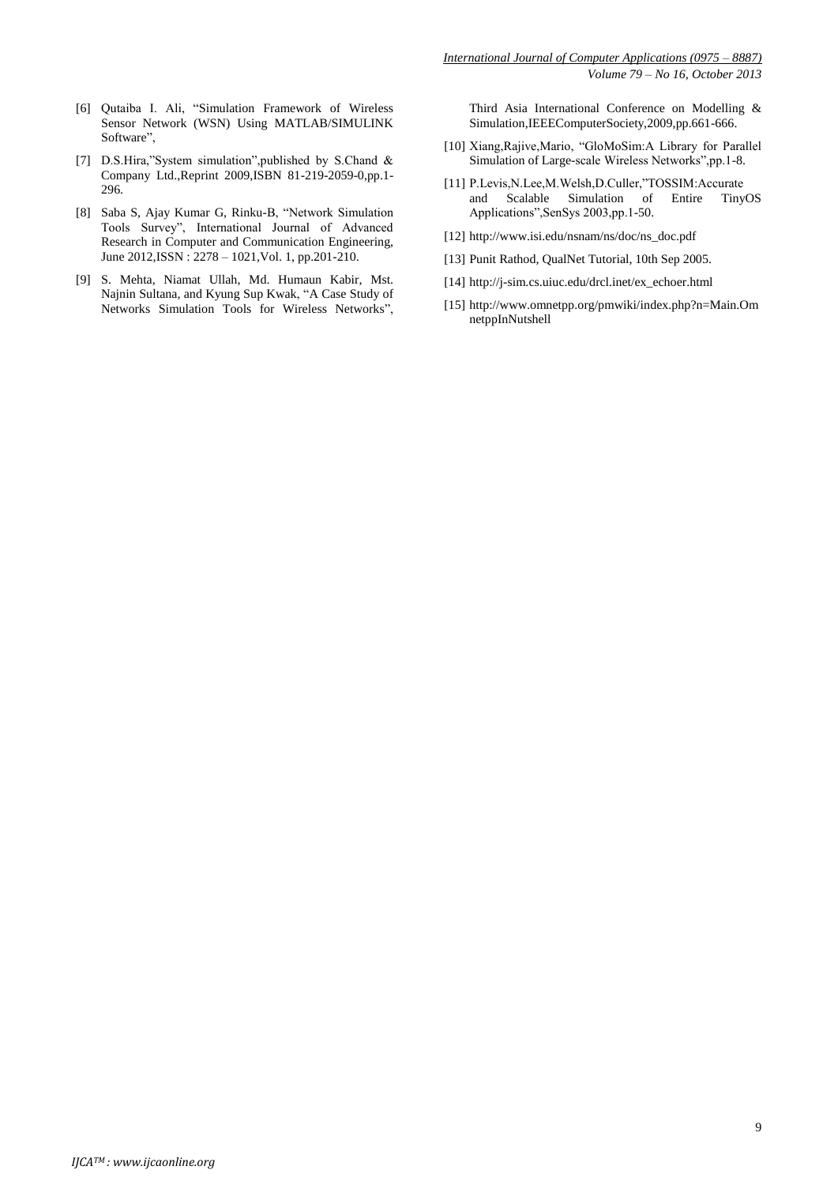[6] Qutaiba I. Ali, "Simulation Framework of Wireless Sensor Network (WSN) Using MATLAB/SIMULINK Software",

[7] D.S.Hira,"System simulation",published by S.Chand & Company Ltd.,Reprint 2009,ISBN 81-219-2059-0,pp.1-296.

[8] Saba S, Ajay Kumar G, Rinku-B, "Network Simulation Tools Survey", International Journal of Advanced Research in Computer and Communication Engineering, June 2012,ISSN : 2278 – 1021,Vol. 1, pp.201-210.

[9] S. Mehta, Niamat Ullah, Md. Humaun Kabir, Mst. Najnin Sultana, and Kyung Sup Kwak, "A Case Study of Networks Simulation Tools for Wireless Networks", Third Asia International Conference on Modelling & Simulation,IEEEComputerSociety,2009,pp.661-666.

[10] Xiang,Rajive,Mario, "GloMoSim:A Library for Parallel Simulation of Large-scale Wireless Networks",pp.1-8.

[11] P.Levis,N.Lee,M.Welsh,D.Culler,"TOSSIM:Accurate and Scalable Simulation of Entire TinyOS Applications",SenSys 2003,pp.1-50.

[12] http://www.isi.edu/nsnam/ns/doc/ns_doc.pdf

[13] Punit Rathod, QualNet Tutorial, 10th Sep 2005.

[14] http://j-sim.cs.uiuc.edu/drcl.inet/ex_echoer.html

[15] http://www.omnetpp.org/pmwiki/index.php?n=Main.OmnetppInNutshell